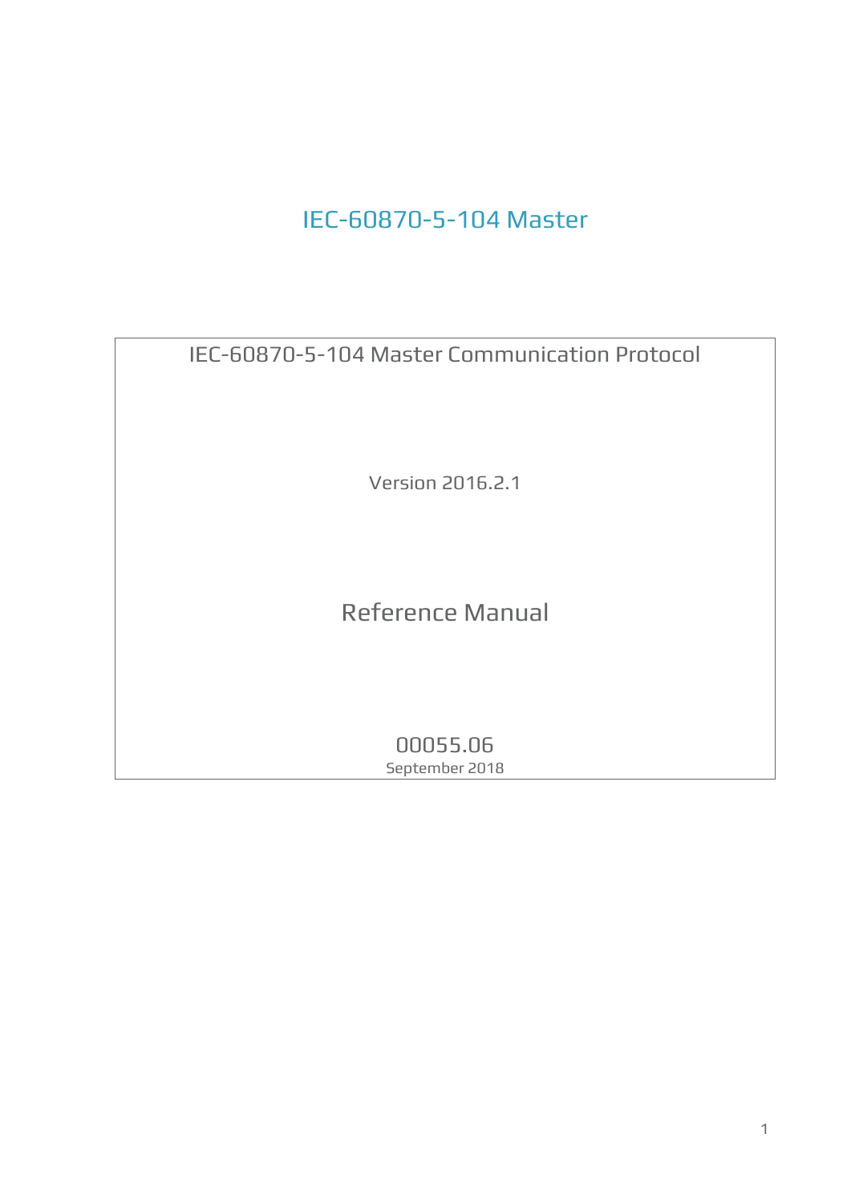# IEC-60870-5-104 Master

IEC-60870-5-104 Master Communication Protocol

Version 2016.2.1

## Reference Manual

00055.06

September 2018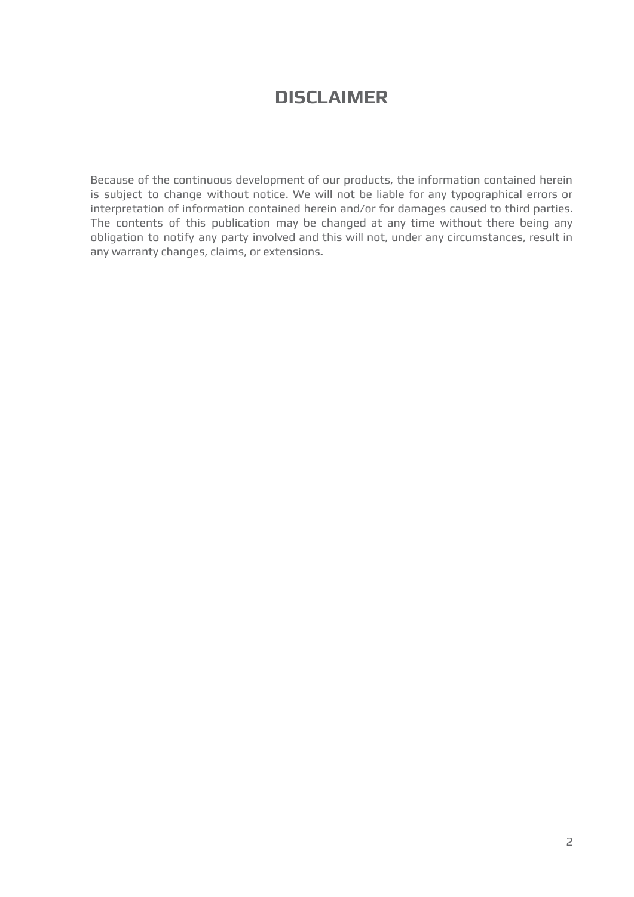# DISCLAIMER

Because of the continuous development of our products, the information contained herein is subject to change without notice. We will not be liable for any typographical errors or interpretation of information contained herein and/or for damages caused to third parties. The contents of this publication may be changed at any time without there being any obligation to notify any party involved and this will not, under any circumstances, result in any warranty changes, claims, or extensions**.**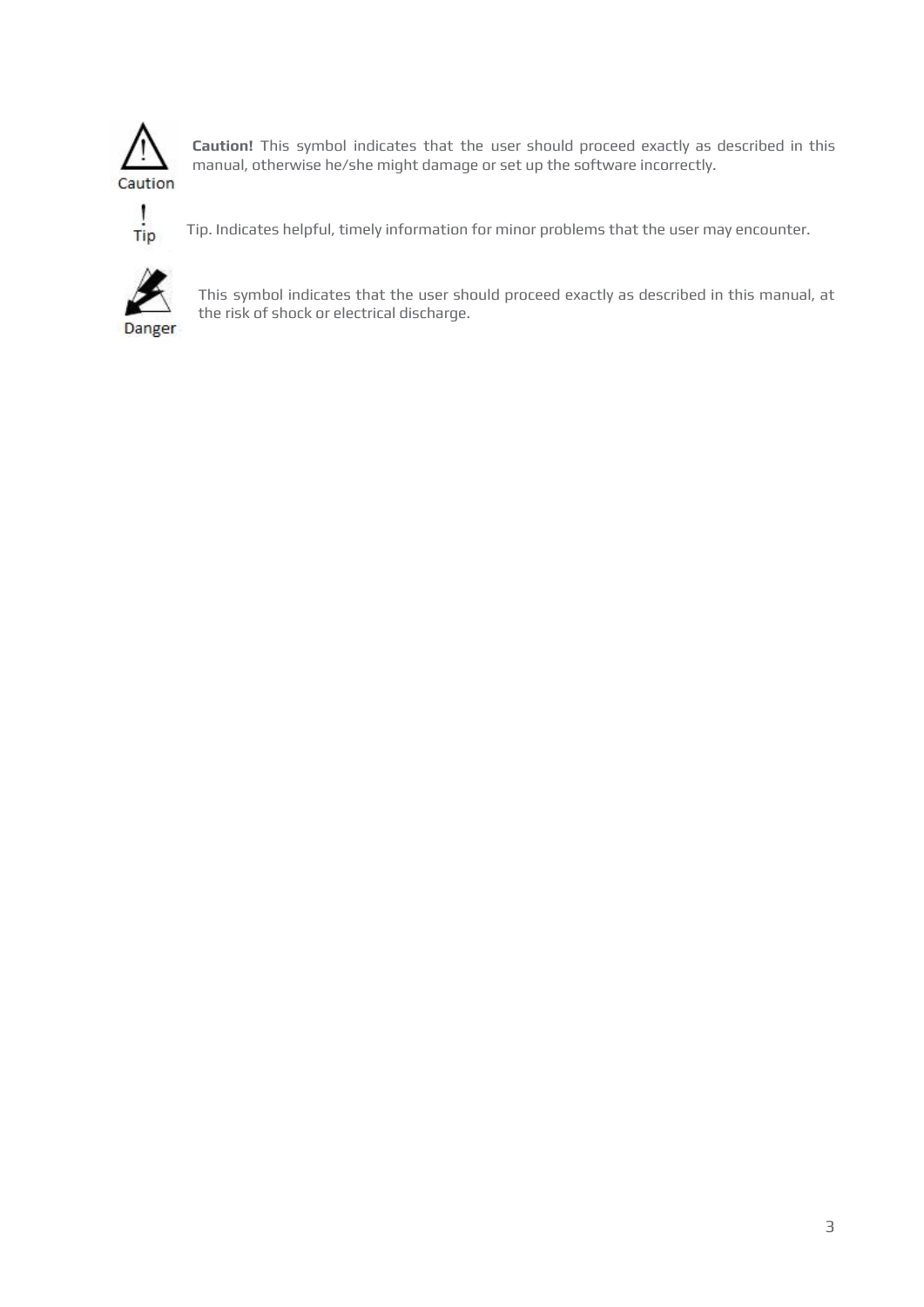Caution

**Caution!** This symbol indicates that the user should proceed exactly as described in this manual, otherwise he/she might damage or set up the software incorrectly.

Tip

Tip. Indicates helpful, timely information for minor problems that the user may encounter.

Danger

This symbol indicates that the user should proceed exactly as described in this manual, at the risk of shock or electrical discharge.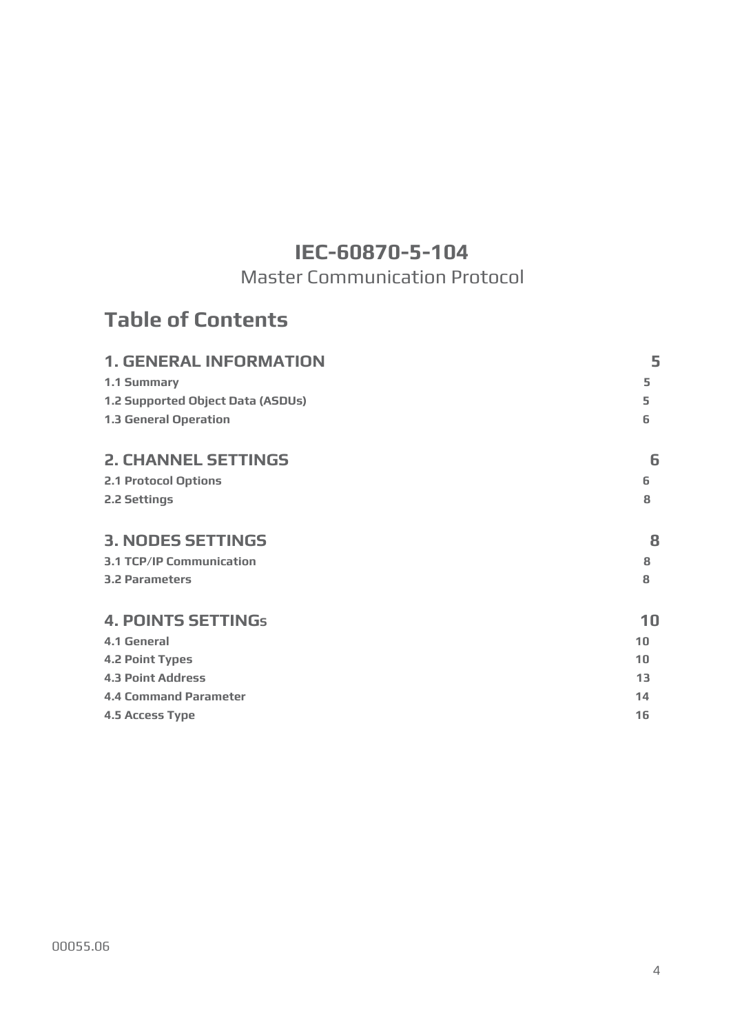# IEC-60870-5-104

Master Communication Protocol

## Table of Contents

| | |
|---|---|
| **1. GENERAL INFORMATION** | **5** |
| **1.1 Summary** | **5** |
| **1.2 Supported Object Data (ASDUs)** | **5** |
| **1.3 General Operation** | **6** |
| **2. CHANNEL SETTINGS** | **6** |
| **2.1 Protocol Options** | **6** |
| **2.2 Settings** | **8** |
| **3. NODES SETTINGS** | **8** |
| **3.1 TCP/IP Communication** | **8** |
| **3.2 Parameters** | **8** |
| **4. POINTS SETTINGs** | **10** |
| **4.1 General** | **10** |
| **4.2 Point Types** | **10** |
| **4.3 Point Address** | **13** |
| **4.4 Command Parameter** | **14** |
| **4.5 Access Type** | **16** |

00055.06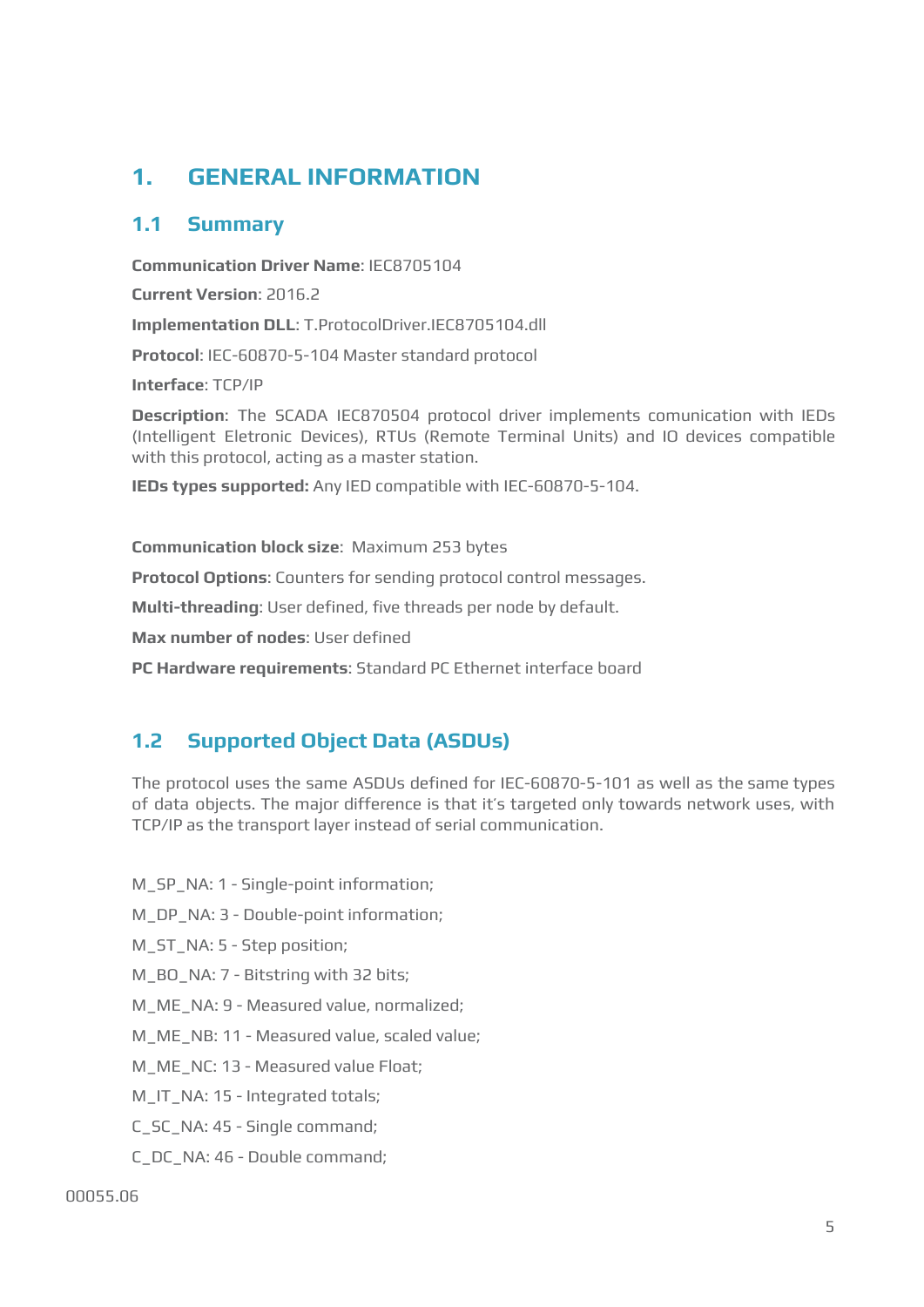# 1. GENERAL INFORMATION

## 1.1 Summary

**Communication Driver Name**: IEC8705104

**Current Version**: 2016.2

**Implementation DLL**: T.ProtocolDriver.IEC8705104.dll

**Protocol**: IEC-60870-5-104 Master standard protocol

**Interface**: TCP/IP

**Description**: The SCADA IEC870504 protocol driver implements comunication with IEDs (Intelligent Eletronic Devices), RTUs (Remote Terminal Units) and IO devices compatible with this protocol, acting as a master station.

**IEDs types supported:** Any IED compatible with IEC-60870-5-104.

**Communication block size**: Maximum 253 bytes

**Protocol Options**: Counters for sending protocol control messages.

**Multi-threading**: User defined, five threads per node by default.

**Max number of nodes**: User defined

**PC Hardware requirements**: Standard PC Ethernet interface board

## 1.2 Supported Object Data (ASDUs)

The protocol uses the same ASDUs defined for IEC-60870-5-101 as well as the same types of data objects. The major difference is that it´s targeted only towards network uses, with TCP/IP as the transport layer instead of serial communication.

M_SP_NA: 1 - Single-point information;

M_DP_NA: 3 - Double-point information;

M_ST_NA: 5 - Step position;

M_BO_NA: 7 - Bitstring with 32 bits;

M_ME_NA: 9 - Measured value, normalized;

M_ME_NB: 11 - Measured value, scaled value;

M_ME_NC: 13 - Measured value Float;

M_IT_NA: 15 - Integrated totals;

C_SC_NA: 45 - Single command;

C_DC_NA: 46 - Double command;

00055.06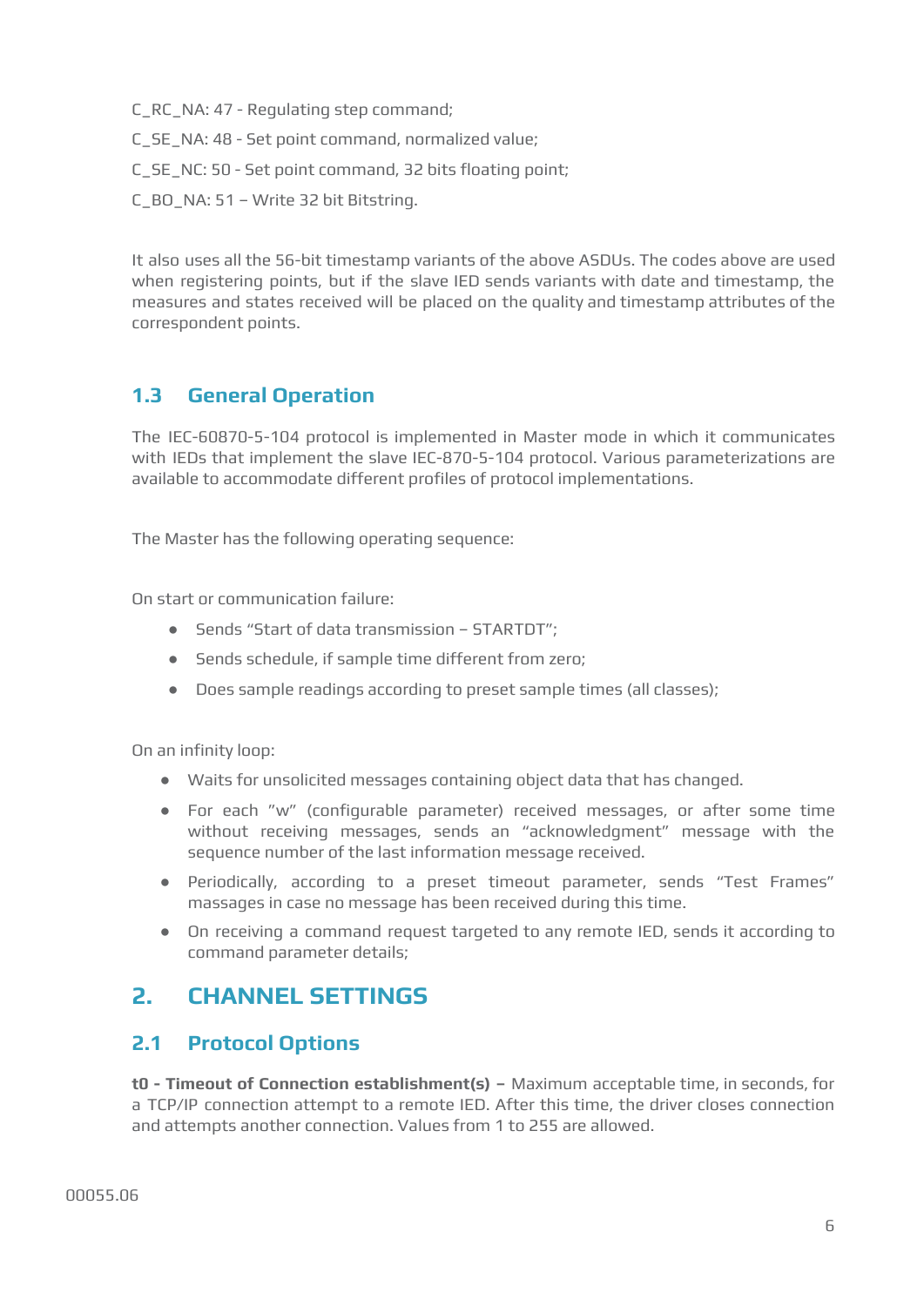C_RC_NA: 47 - Regulating step command;

C_SE_NA: 48 - Set point command, normalized value;

C_SE_NC: 50 - Set point command, 32 bits floating point;

C_BO_NA: 51 – Write 32 bit Bitstring.

It also uses all the 56-bit timestamp variants of the above ASDUs. The codes above are used when registering points, but if the slave IED sends variants with date and timestamp, the measures and states received will be placed on the quality and timestamp attributes of the correspondent points.

## 1.3 General Operation

The IEC-60870-5-104 protocol is implemented in Master mode in which it communicates with IEDs that implement the slave IEC-870-5-104 protocol. Various parameterizations are available to accommodate different profiles of protocol implementations.

The Master has the following operating sequence:

On start or communication failure:

- Sends "Start of data transmission – STARTDT";
- Sends schedule, if sample time different from zero;
- Does sample readings according to preset sample times (all classes);

On an infinity loop:

- Waits for unsolicited messages containing object data that has changed.
- For each "w" (configurable parameter) received messages, or after some time without receiving messages, sends an "acknowledgment" message with the sequence number of the last information message received.
- Periodically, according to a preset timeout parameter, sends "Test Frames" massages in case no message has been received during this time.
- On receiving a command request targeted to any remote IED, sends it according to command parameter details;

# 2. CHANNEL SETTINGS

## 2.1 Protocol Options

**t0 - Timeout of Connection establishment(s) –** Maximum acceptable time, in seconds, for a TCP/IP connection attempt to a remote IED. After this time, the driver closes connection and attempts another connection. Values from 1 to 255 are allowed.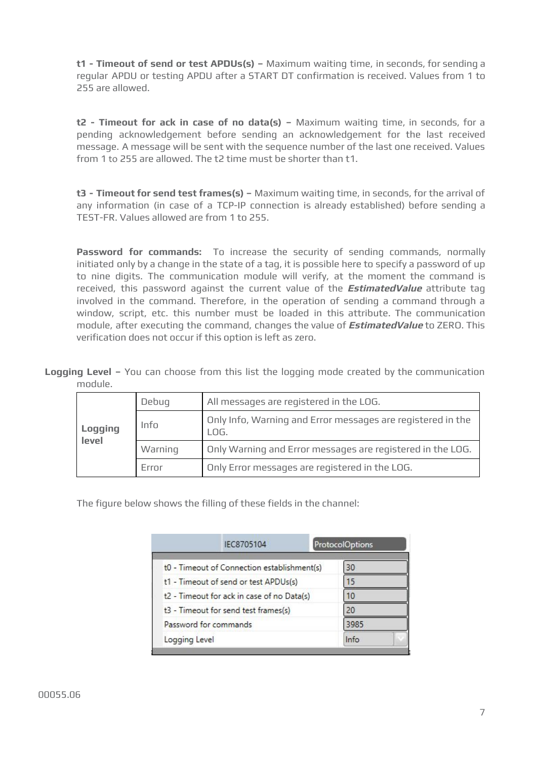**t1 - Timeout of send or test APDUs(s) –** Maximum waiting time, in seconds, for sending a regular APDU or testing APDU after a START DT confirmation is received. Values from 1 to 255 are allowed.

**t2 - Timeout for ack in case of no data(s) –** Maximum waiting time, in seconds, for a pending acknowledgement before sending an acknowledgement for the last received message. A message will be sent with the sequence number of the last one received. Values from 1 to 255 are allowed. The t2 time must be shorter than t1.

**t3 - Timeout for send test frames(s) –** Maximum waiting time, in seconds, for the arrival of any information (in case of a TCP-IP connection is already established) before sending a TEST-FR. Values allowed are from 1 to 255.

**Password for commands:** To increase the security of sending commands, normally initiated only by a change in the state of a tag, it is possible here to specify a password of up to nine digits. The communication module will verify, at the moment the command is received, this password against the current value of the ***EstimatedValue*** attribute tag involved in the command. Therefore, in the operation of sending a command through a window, script, etc. this number must be loaded in this attribute. The communication module, after executing the command, changes the value of ***EstimatedValue*** to ZERO. This verification does not occur if this option is left as zero.

**Logging Level –** You can choose from this list the logging mode created by the communication module.

| | | |
|---|---|---|
| **Logging level** | Debug | All messages are registered in the LOG. |
| | Info | Only Info, Warning and Error messages are registered in the LOG. |
| | Warning | Only Warning and Error messages are registered in the LOG. |
| | Error | Only Error messages are registered in the LOG. |

The figure below shows the filling of these fields in the channel:

| IEC8705104 | ProtocolOptions |
|---|---|
| t0 - Timeout of Connection establishment(s) | 30 |
| t1 - Timeout of send or test APDUs(s) | 15 |
| t2 - Timeout for ack in case of no Data(s) | 10 |
| t3 - Timeout for send test frames(s) | 20 |
| Password for commands | 3985 |
| Logging Level | Info |

00055.06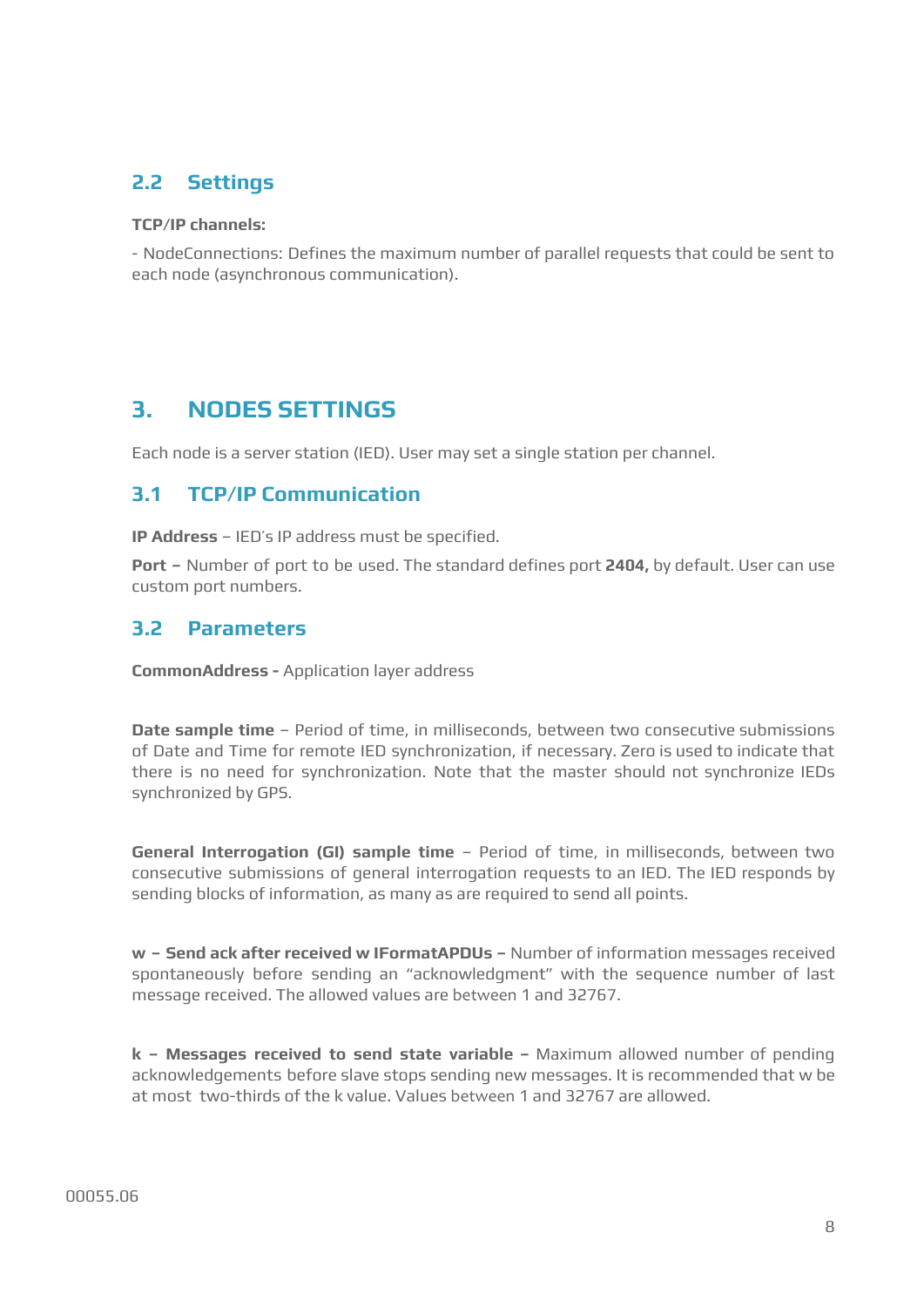## 2.2 Settings

**TCP/IP channels:**

- NodeConnections: Defines the maximum number of parallel requests that could be sent to each node (asynchronous communication).

# 3. NODES SETTINGS

Each node is a server station (IED). User may set a single station per channel.

## 3.1 TCP/IP Communication

**IP Address** – IED´s IP address must be specified.

**Port –** Number of port to be used. The standard defines port **2404,** by default. User can use custom port numbers.

## 3.2 Parameters

**CommonAddress -** Application layer address

**Date sample time** – Period of time, in milliseconds, between two consecutive submissions of Date and Time for remote IED synchronization, if necessary. Zero is used to indicate that there is no need for synchronization. Note that the master should not synchronize IEDs synchronized by GPS.

**General Interrogation (GI) sample time** – Period of time, in milliseconds, between two consecutive submissions of general interrogation requests to an IED. The IED responds by sending blocks of information, as many as are required to send all points.

**w – Send ack after received w IFormatAPDUs –** Number of information messages received spontaneously before sending an "acknowledgment" with the sequence number of last message received. The allowed values are between 1 and 32767.

**k – Messages received to send state variable –** Maximum allowed number of pending acknowledgements before slave stops sending new messages. It is recommended that w be at most two-thirds of the k value. Values between 1 and 32767 are allowed.

00055.06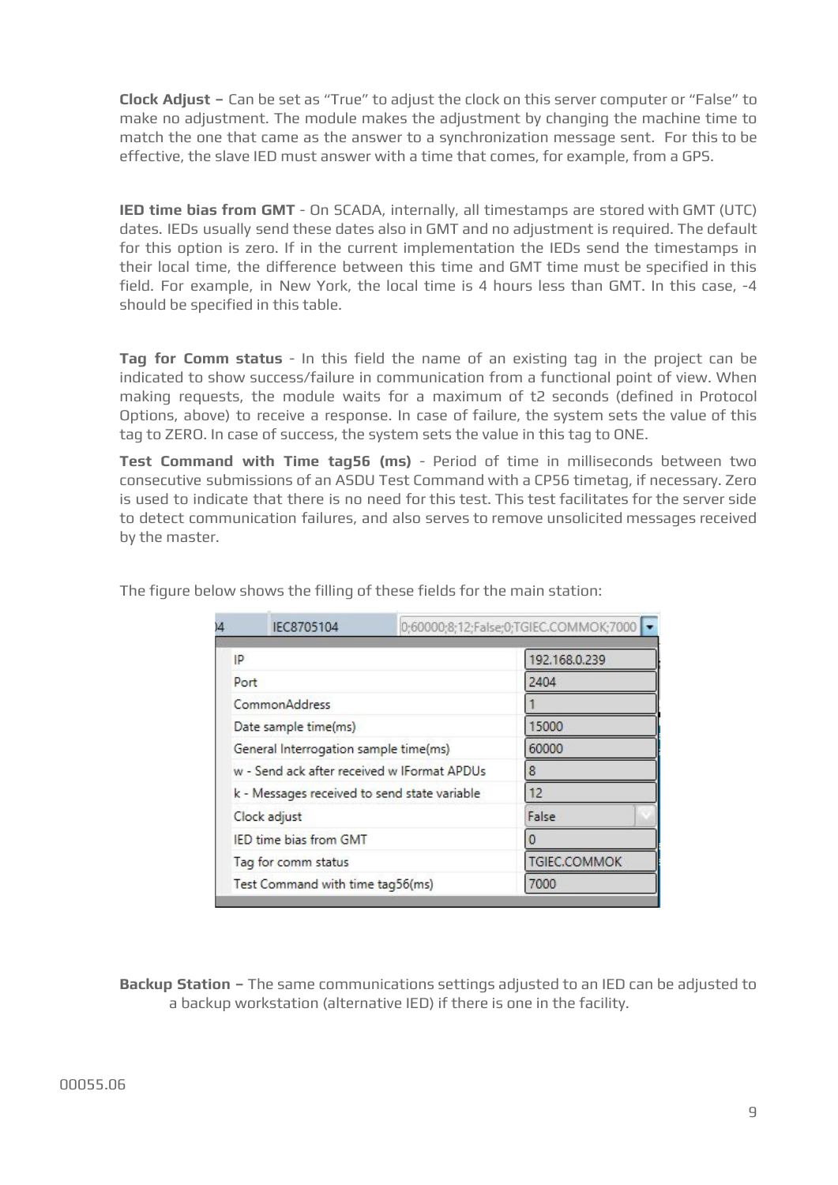**Clock Adjust –** Can be set as "True" to adjust the clock on this server computer or "False" to make no adjustment. The module makes the adjustment by changing the machine time to match the one that came as the answer to a synchronization message sent. For this to be effective, the slave IED must answer with a time that comes, for example, from a GPS.

**IED time bias from GMT** - On SCADA, internally, all timestamps are stored with GMT (UTC) dates. IEDs usually send these dates also in GMT and no adjustment is required. The default for this option is zero. If in the current implementation the IEDs send the timestamps in their local time, the difference between this time and GMT time must be specified in this field. For example, in New York, the local time is 4 hours less than GMT. In this case, -4 should be specified in this table.

**Tag for Comm status** - In this field the name of an existing tag in the project can be indicated to show success/failure in communication from a functional point of view. When making requests, the module waits for a maximum of t2 seconds (defined in Protocol Options, above) to receive a response. In case of failure, the system sets the value of this tag to ZERO. In case of success, the system sets the value in this tag to ONE.

**Test Command with Time tag56 (ms)** - Period of time in milliseconds between two consecutive submissions of an ASDU Test Command with a CP56 timetag, if necessary. Zero is used to indicate that there is no need for this test. This test facilitates for the server side to detect communication failures, and also serves to remove unsolicited messages received by the master.

The figure below shows the filling of these fields for the main station:

| 04 | IEC8705104 | 0;60000;8;12;False;0;TGIEC.COMMOK;7000 |
|---|---|---|

| Field | Value |
|---|---|
| IP | 192.168.0.239 |
| Port | 2404 |
| CommonAddress | 1 |
| Date sample time(ms) | 15000 |
| General Interrogation sample time(ms) | 60000 |
| w - Send ack after received w IFormat APDUs | 8 |
| k - Messages received to send state variable | 12 |
| Clock adjust | False |
| IED time bias from GMT | 0 |
| Tag for comm status | TGIEC.COMMOK |
| Test Command with time tag56(ms) | 7000 |

**Backup Station –** The same communications settings adjusted to an IED can be adjusted to a backup workstation (alternative IED) if there is one in the facility.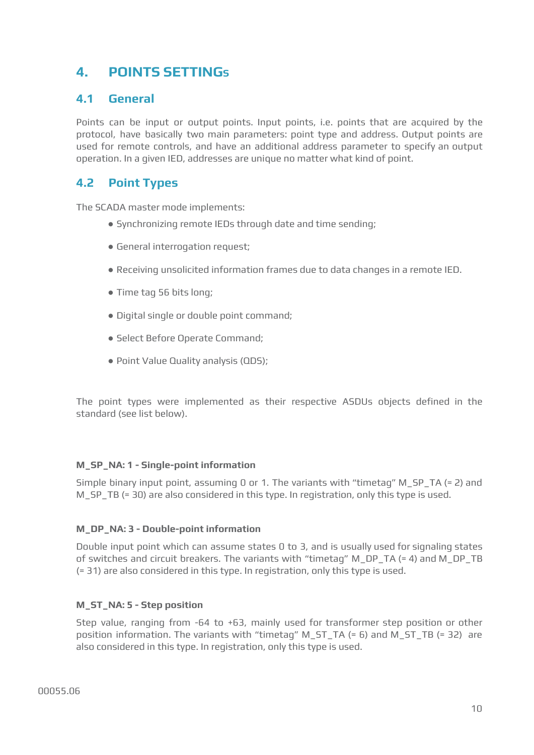# 4. POINTS SETTINGs

## 4.1 General

Points can be input or output points. Input points, i.e. points that are acquired by the protocol, have basically two main parameters: point type and address. Output points are used for remote controls, and have an additional address parameter to specify an output operation. In a given IED, addresses are unique no matter what kind of point.

## 4.2 Point Types

The SCADA master mode implements:

- Synchronizing remote IEDs through date and time sending;
- General interrogation request;
- Receiving unsolicited information frames due to data changes in a remote IED.
- Time tag 56 bits long;
- Digital single or double point command;
- Select Before Operate Command;
- Point Value Quality analysis (QDS);

The point types were implemented as their respective ASDUs objects defined in the standard (see list below).

#### M_SP_NA: 1 - Single-point information

Simple binary input point, assuming 0 or 1. The variants with “timetag” M_SP_TA (= 2) and M_SP_TB (= 30) are also considered in this type. In registration, only this type is used.

#### M_DP_NA: 3 - Double-point information

Double input point which can assume states 0 to 3, and is usually used for signaling states of switches and circuit breakers. The variants with “timetag” M_DP_TA (= 4) and M_DP_TB (= 31) are also considered in this type. In registration, only this type is used.

#### M_ST_NA: 5 - Step position

Step value, ranging from -64 to +63, mainly used for transformer step position or other position information. The variants with “timetag” M_ST_TA (= 6) and M_ST_TB (= 32) are also considered in this type. In registration, only this type is used.

00055.06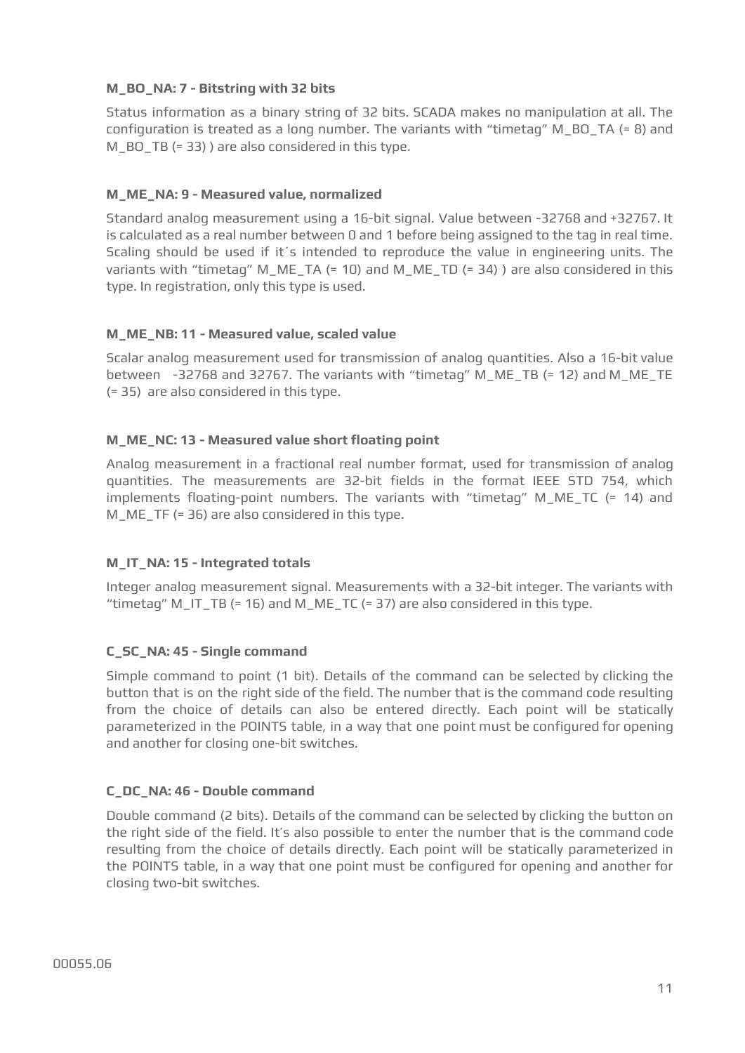**M_BO_NA: 7 - Bitstring with 32 bits**

Status information as a binary string of 32 bits. SCADA makes no manipulation at all. The configuration is treated as a long number. The variants with “timetag” M_BO_TA (= 8) and M_BO_TB (= 33) ) are also considered in this type.

**M_ME_NA: 9 - Measured value, normalized**

Standard analog measurement using a 16-bit signal. Value between -32768 and +32767. It is calculated as a real number between 0 and 1 before being assigned to the tag in real time. Scaling should be used if it´s intended to reproduce the value in engineering units. The variants with “timetag” M_ME_TA (= 10) and M_ME_TD (= 34) ) are also considered in this type. In registration, only this type is used.

**M_ME_NB: 11 - Measured value, scaled value**

Scalar analog measurement used for transmission of analog quantities. Also a 16-bit value between -32768 and 32767. The variants with “timetag” M_ME_TB (= 12) and M_ME_TE (= 35) are also considered in this type.

**M_ME_NC: 13 - Measured value short floating point**

Analog measurement in a fractional real number format, used for transmission of analog quantities. The measurements are 32-bit fields in the format IEEE STD 754, which implements floating-point numbers. The variants with “timetag” M_ME_TC (= 14) and M_ME_TF (= 36) are also considered in this type.

**M_IT_NA: 15 - Integrated totals**

Integer analog measurement signal. Measurements with a 32-bit integer. The variants with “timetag” M_IT_TB (= 16) and M_ME_TC (= 37) are also considered in this type.

**C_SC_NA: 45 - Single command**

Simple command to point (1 bit). Details of the command can be selected by clicking the button that is on the right side of the field. The number that is the command code resulting from the choice of details can also be entered directly. Each point will be statically parameterized in the POINTS table, in a way that one point must be configured for opening and another for closing one-bit switches.

**C_DC_NA: 46 - Double command**

Double command (2 bits). Details of the command can be selected by clicking the button on the right side of the field. It´s also possible to enter the number that is the command code resulting from the choice of details directly. Each point will be statically parameterized in the POINTS table, in a way that one point must be configured for opening and another for closing two-bit switches.

00055.06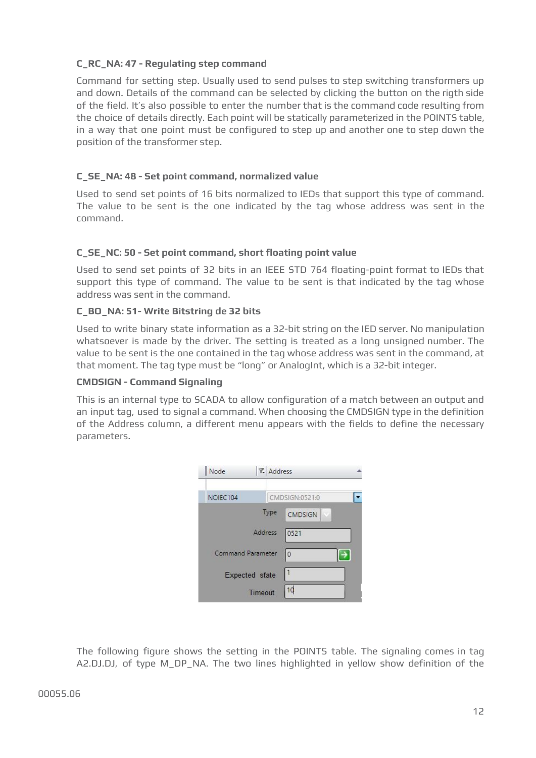**C_RC_NA: 47 - Regulating step command**

Command for setting step. Usually used to send pulses to step switching transformers up and down. Details of the command can be selected by clicking the button on the rigth side of the field. It's also possible to enter the number that is the command code resulting from the choice of details directly. Each point will be statically parameterized in the POINTS table, in a way that one point must be configured to step up and another one to step down the position of the transformer step.

**C_SE_NA: 48 - Set point command, normalized value**

Used to send set points of 16 bits normalized to IEDs that support this type of command. The value to be sent is the one indicated by the tag whose address was sent in the command.

**C_SE_NC: 50 - Set point command, short floating point value**

Used to send set points of 32 bits in an IEEE STD 764 floating-point format to IEDs that support this type of command. The value to be sent is that indicated by the tag whose address was sent in the command.

**C_BO_NA: 51- Write Bitstring de 32 bits**

Used to write binary state information as a 32-bit string on the IED server. No manipulation whatsoever is made by the driver. The setting is treated as a long unsigned number. The value to be sent is the one contained in the tag whose address was sent in the command, at that moment. The tag type must be "long" or AnalogInt, which is a 32-bit integer.

**CMDSIGN - Command Signaling**

This is an internal type to SCADA to allow configuration of a match between an output and an input tag, used to signal a command. When choosing the CMDSIGN type in the definition of the Address column, a different menu appears with the fields to define the necessary parameters.

| Node | Address |
|---|---|
| NOIEC104 | CMDSIGN:0521:0 |

| | |
|---|---|
| Type | CMDSIGN |
| Address | 0521 |
| Command Parameter | 0 |
| Expected state | 1 |
| Timeout | 10 |

The following figure shows the setting in the POINTS table. The signaling comes in tag A2.DJ.DJ, of type M_DP_NA. The two lines highlighted in yellow show definition of the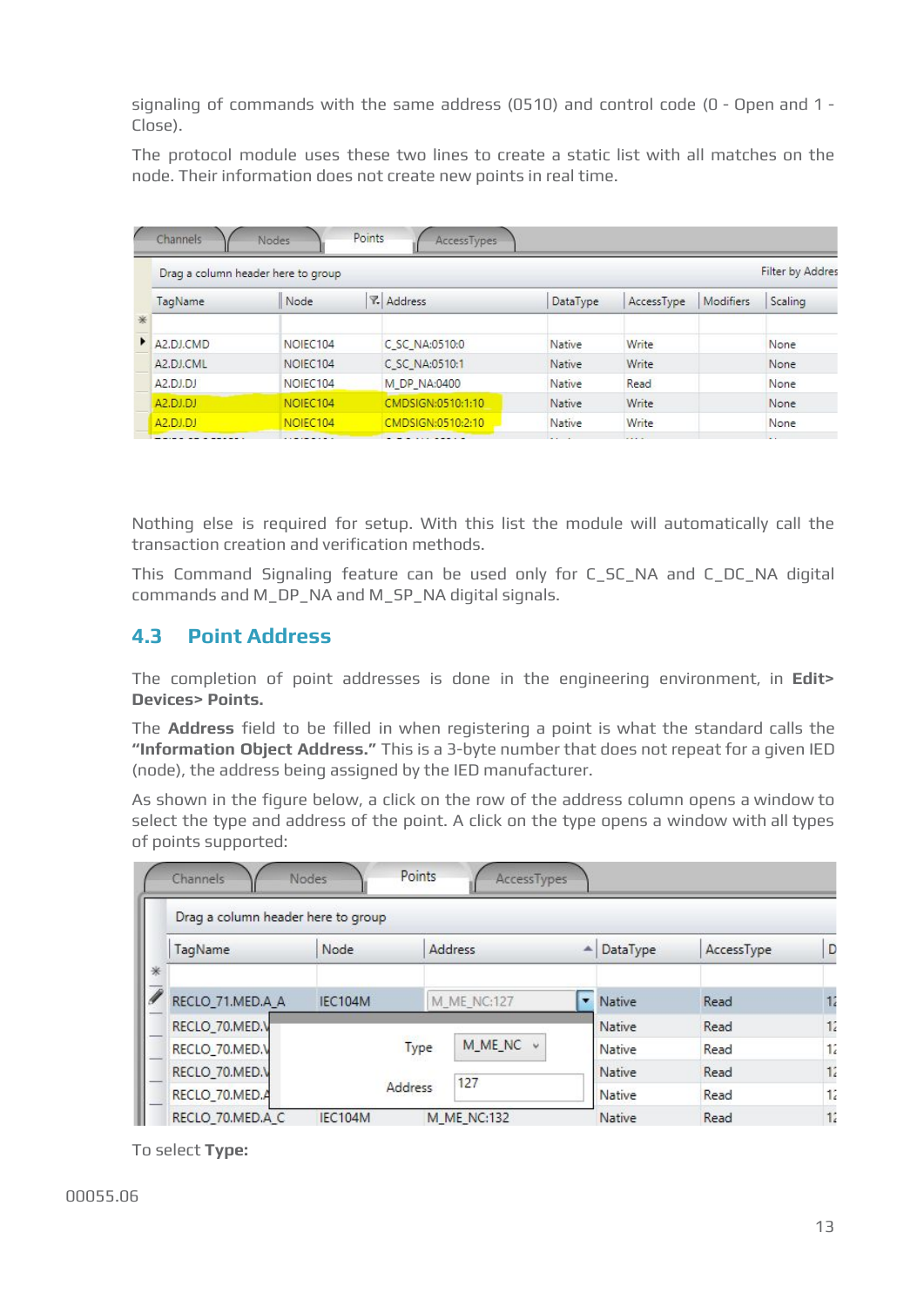signaling of commands with the same address (0510) and control code (0 - Open and 1 - Close).

The protocol module uses these two lines to create a static list with all matches on the node. Their information does not create new points in real time.

| TagName | Node | Address | DataType | AccessType | Modifiers | Scaling |
|---|---|---|---|---|---|---|
| A2.DJ.CMD | NOIEC104 | C_SC_NA:0510:0 | Native | Write | | None |
| A2.DJ.CML | NOIEC104 | C_SC_NA:0510:1 | Native | Write | | None |
| A2.DJ.DJ | NOIEC104 | M_DP_NA:0400 | Native | Read | | None |
| A2.DJ.DJ | NOIEC104 | CMDSIGN:0510:1:10 | Native | Write | | None |
| A2.DJ.DJ | NOIEC104 | CMDSIGN:0510:2:10 | Native | Write | | None |

Nothing else is required for setup. With this list the module will automatically call the transaction creation and verification methods.

This Command Signaling feature can be used only for C_SC_NA and C_DC_NA digital commands and M_DP_NA and M_SP_NA digital signals.

## 4.3 Point Address

The completion of point addresses is done in the engineering environment, in **Edit> Devices> Points.**

The **Address** field to be filled in when registering a point is what the standard calls the **"Information Object Address."** This is a 3-byte number that does not repeat for a given IED (node), the address being assigned by the IED manufacturer.

As shown in the figure below, a click on the row of the address column opens a window to select the type and address of the point. A click on the type opens a window with all types of points supported:

| TagName | Node | Address | DataType | AccessType |
|---|---|---|---|---|
| RECLO_71.MED.A_A | IEC104M | M_ME_NC:127 | Native | Read |
| RECLO_70.MED.\ | | Type: M_ME_NC | Native | Read |
| RECLO_70.MED.\ | | | Native | Read |
| RECLO_70.MED.\ | | | Native | Read |
| RECLO_70.MED.A | | Address: 127 | Native | Read |
| RECLO_70.MED.A_C | IEC104M | M_ME_NC:132 | Native | Read |

To select **Type:**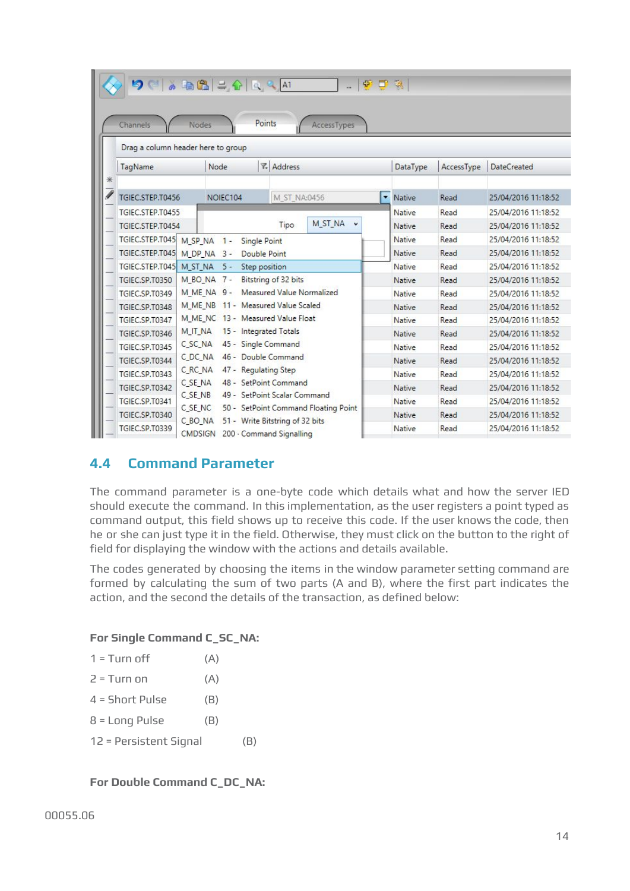## 4.4 Command Parameter

The command parameter is a one-byte code which details what and how the server IED should execute the command. In this implementation, as the user registers a point typed as command output, this field shows up to receive this code. If the user knows the code, then he or she can just type it in the field. Otherwise, they must click on the button to the right of field for displaying the window with the actions and details available.

The codes generated by choosing the items in the window parameter setting command are formed by calculating the sum of two parts (A and B), where the first part indicates the action, and the second the details of the transaction, as defined below:

**For Single Command C_SC_NA:**

1 = Turn off (A)

2 = Turn on (A)

4 = Short Pulse (B)

8 = Long Pulse (B)

12 = Persistent Signal (B)

**For Double Command C_DC_NA:**

00055.06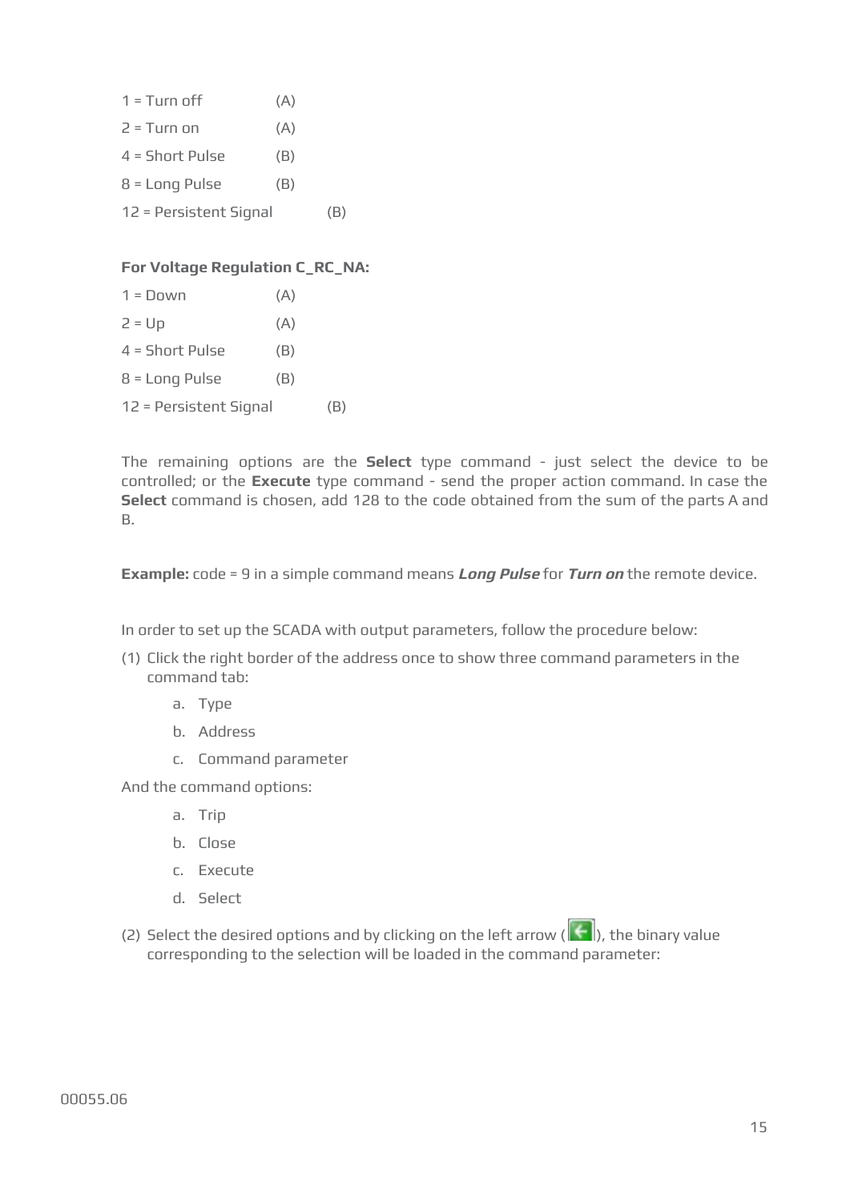1 = Turn off (A)

2 = Turn on (A)

4 = Short Pulse (B)

8 = Long Pulse (B)

12 = Persistent Signal (B)

**For Voltage Regulation C_RC_NA:**

1 = Down (A)

2 = Up (A)

4 = Short Pulse (B)

8 = Long Pulse (B)

12 = Persistent Signal (B)

The remaining options are the **Select** type command - just select the device to be controlled; or the **Execute** type command - send the proper action command. In case the **Select** command is chosen, add 128 to the code obtained from the sum of the parts A and B.

**Example:** code = 9 in a simple command means ***Long Pulse*** for ***Turn on*** the remote device.

In order to set up the SCADA with output parameters, follow the procedure below:

(1) Click the right border of the address once to show three command parameters in the command tab:

   a. Type
   b. Address
   c. Command parameter

And the command options:

   a. Trip
   b. Close
   c. Execute
   d. Select

(2) Select the desired options and by clicking on the left arrow (), the binary value corresponding to the selection will be loaded in the command parameter: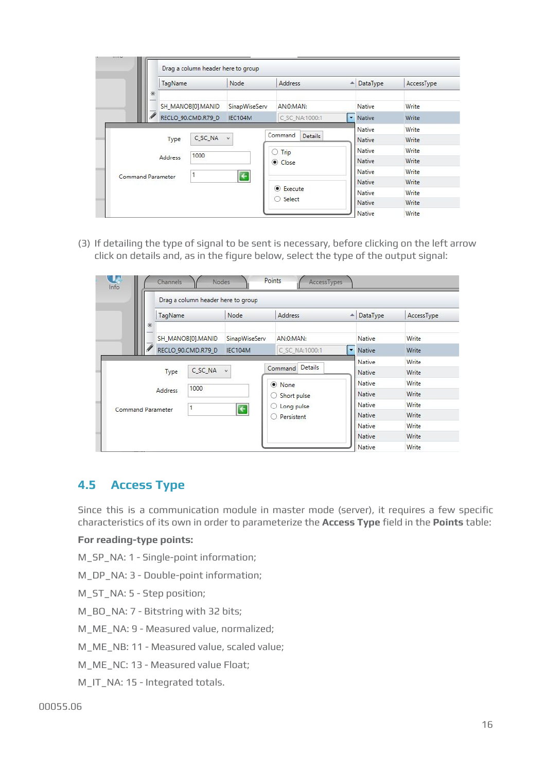(3) If detailing the type of signal to be sent is necessary, before clicking on the left arrow click on details and, as in the figure below, select the type of the output signal:

## 4.5 Access Type

Since this is a communication module in master mode (server), it requires a few specific characteristics of its own in order to parameterize the **Access Type** field in the **Points** table:

**For reading-type points:**

M_SP_NA: 1 - Single-point information;

M_DP_NA: 3 - Double-point information;

M_ST_NA: 5 - Step position;

M_BO_NA: 7 - Bitstring with 32 bits;

M_ME_NA: 9 - Measured value, normalized;

M_ME_NB: 11 - Measured value, scaled value;

M_ME_NC: 13 - Measured value Float;

M_IT_NA: 15 - Integrated totals.

00055.06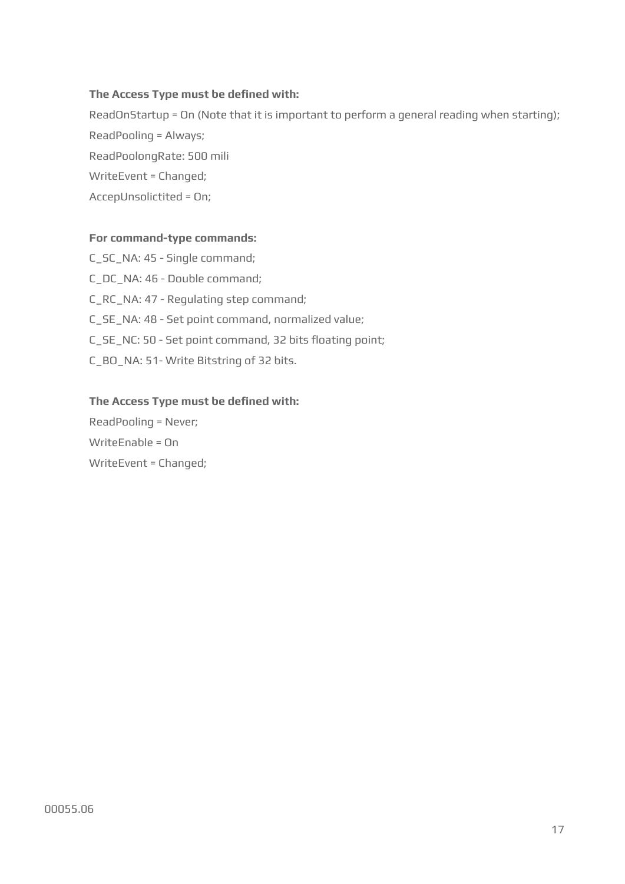**The Access Type must be defined with:**

ReadOnStartup = On (Note that it is important to perform a general reading when starting);

ReadPooling = Always;

ReadPoolongRate: 500 mili

WriteEvent = Changed;

AccepUnsolictited = On;

**For command-type commands:**

C_SC_NA: 45 - Single command;

C_DC_NA: 46 - Double command;

C_RC_NA: 47 - Regulating step command;

C_SE_NA: 48 - Set point command, normalized value;

C_SE_NC: 50 - Set point command, 32 bits floating point;

C_BO_NA: 51- Write Bitstring of 32 bits.

**The Access Type must be defined with:**

ReadPooling = Never;

WriteEnable = On

WriteEvent = Changed;

00055.06